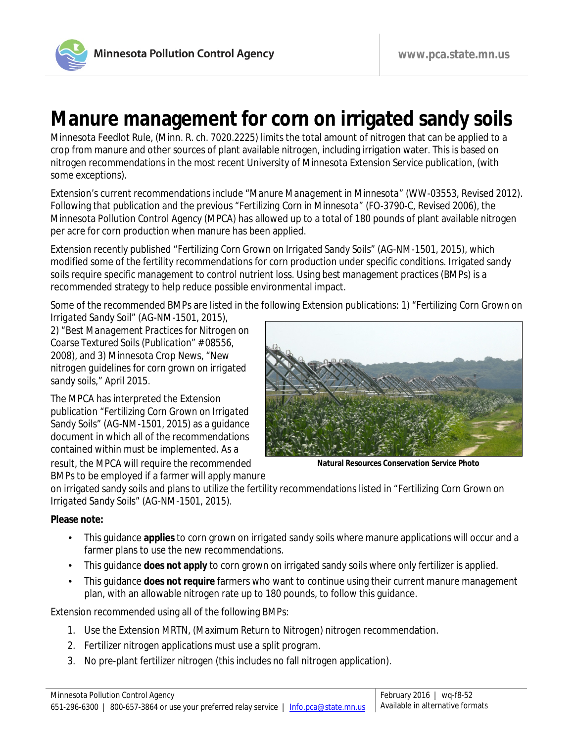# Manure management for corn on irrigated sandy soils

Minnesota Feedlot Rule, (Minn. R. ch. 7020.2225) limits the total amount of nitrogen that can be applied to a crop from manure and other sources of plant available nitrogen, including irrigation water. This is based on nitrogen recommendations in the most recent University of Minnesota Extension Service publication, (with some exceptions).

Extension's current recommendations include "*Manure Management in Minnesota*" (WW-03553, Revised 2012). Following that publication and the previous "Fertilizing Corn in Minnesota" (FO-3790-C, Revised 2006), the Minnesota Pollution Control Agency (MPCA) has allowed up to a total of 180 pounds of plant available nitrogen per acre for corn production when manure has been applied.

Extension recently published "Fertilizing Corn Grown on Irrigated Sandy Soils" (AG-NM-1501, 2015), which modified some of the fertility recommendations for corn production under specific conditions. Irrigated sandy soils require specific management to control nutrient loss. Using best management practices (BMPs) is a recommended strategy to help reduce possible environmental impact.

Some of the recommended BMPs are listed in the following Extension publications: 1) "Fertilizing Corn Grown on Irrigated Sandy Soil" (AG-NM-1501, 2015), 2) "Best Management Practices for Nitrogen on Coarse Textured Soils (Publication" # 08556, 2008), and 3) Minnesota Crop News, "New nitrogen guidelines for corn grown on irrigated sandy soils," April 2015.

Natural Resources Conservation Service Photo

The MPCA has interpreted the Extension publication "Fertilizing Corn Grown on Irrigated Sandy Soils" (AG-NM-1501, 2015) as a guidance document in which all of the recommendations contained within must be implemented. As a result, the MPCA will require the recommended BMPs to be employed if a farmer will apply manure on irrigated sandy soils and plans to utilize the fertility recommendations listed in "Fertilizing Corn Grown on Irrigated Sandy Soils" (AG-NM-1501, 2015).

**Please note:**

- This guidance **applies** to corn grown on irrigated sandy soils where manure applications will occur and a farmer plans to use the new recommendations.
- This guidance **does not apply** to corn grown on irrigated sandy soils where only fertilizer is applied.
- This guidance **does not require** farmers who want to continue using their current manure management plan, with an allowable nitrogen rate up to 180 pounds, to follow this guidance.

Extension recommended using all of the following BMPs:

1. Use the Extension MRTN, (Maximum Return to Nitrogen) nitrogen recommendation.
2. Fertilizer nitrogen applications must use a split program.
3. No pre-plant fertilizer nitrogen (this includes no fall nitrogen application).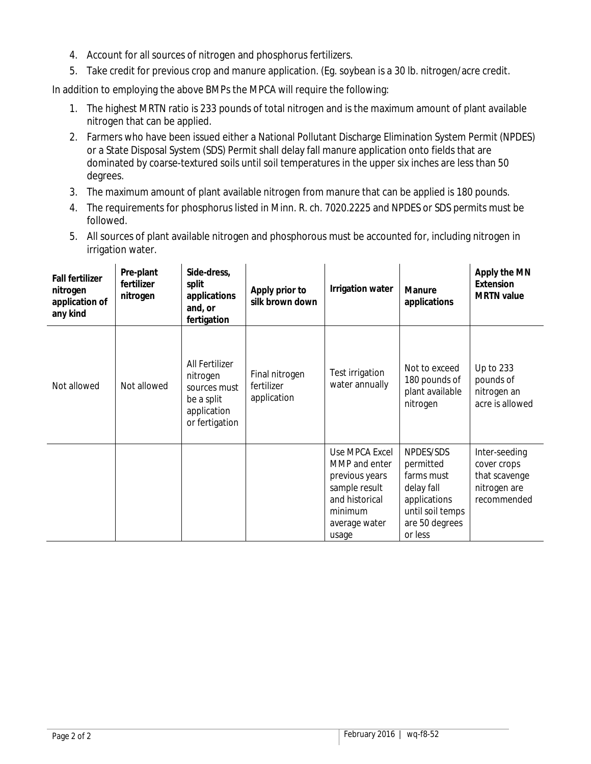4. Account for all sources of nitrogen and phosphorus fertilizers.
5. Take credit for previous crop and manure application. (Eg. soybean is a 30 lb. nitrogen/acre credit.

In addition to employing the above BMPs the MPCA will require the following:

1. The highest MRTN ratio is 233 pounds of total nitrogen and is the maximum amount of plant available nitrogen that can be applied.
2. Farmers who have been issued either a National Pollutant Discharge Elimination System Permit (NPDES) or a State Disposal System (SDS) Permit shall delay fall manure application onto fields that are dominated by coarse-textured soils until soil temperatures in the upper six inches are less than 50 degrees.
3. The maximum amount of plant available nitrogen from manure that can be applied is 180 pounds.
4. The requirements for phosphorus listed in Minn. R. ch. 7020.2225 and NPDES or SDS permits must be followed.
5. All sources of plant available nitrogen and phosphorous must be accounted for, including nitrogen in irrigation water.

| Fall fertilizer nitrogen application of any kind | Pre-plant fertilizer nitrogen | Side-dress, split applications and, or fertigation | Apply prior to silk brown down | Irrigation water | Manure applications | Apply the MN Extension MRTN value |
|---|---|---|---|---|---|---|
| Not allowed | Not allowed | All Fertilizer nitrogen sources must be a split application or fertigation | Final nitrogen fertilizer application | Test irrigation water annually | Not to exceed 180 pounds of plant available nitrogen | Up to 233 pounds of nitrogen an acre is allowed |
| | | | | Use MPCA Excel MMP and enter previous years sample result and historical minimum average water usage | NPDES/SDS permitted farms must delay fall applications until soil temps are 50 degrees or less | Inter-seeding cover crops that scavenge nitrogen are recommended |